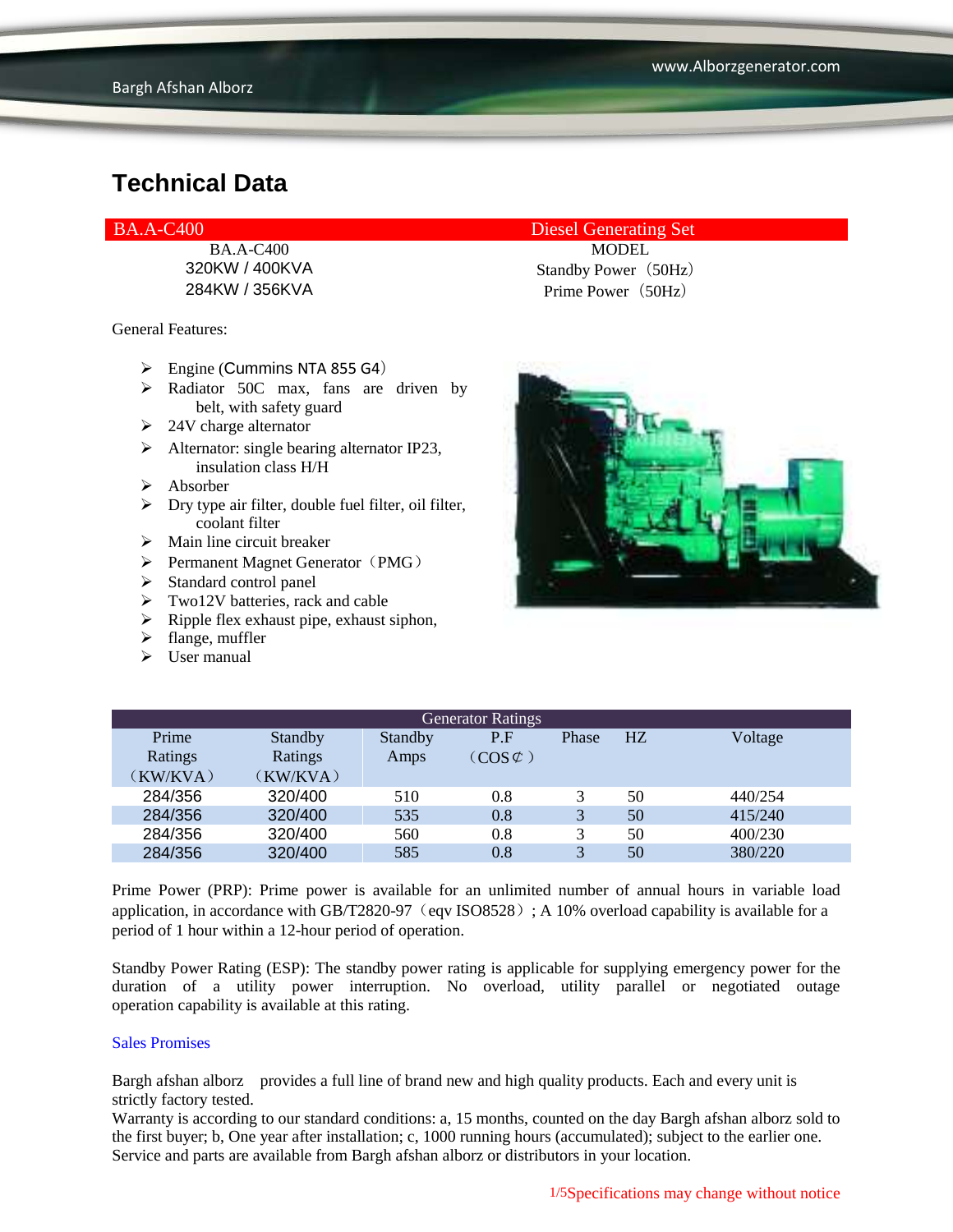# Technical Data

| BA.A-C400 | Diesel Generating Set |
|---|---|
| BA.A-C400 | MODEL |
| 320KW / 400KVA | Standby Power（50Hz） |
| 284KW / 356KVA | Prime Power（50Hz） |

General Features:

- Engine (Cummins NTA 855 G4)
- Radiator 50C max, fans are driven by belt, with safety guard
- 24V charge alternator
- Alternator: single bearing alternator IP23, insulation class H/H
- Absorber
- Dry type air filter, double fuel filter, oil filter, coolant filter
- Main line circuit breaker
- Permanent Magnet Generator（PMG）
- Standard control panel
- Two12V batteries, rack and cable
- Ripple flex exhaust pipe, exhaust siphon,
- flange, muffler
- User manual

| Generator Ratings | | | | | | |
|---|---|---|---|---|---|---|
| Prime Ratings（KW/KVA） | Standby Ratings（KW/KVA） | Standby Amps | P.F（COS¢） | Phase | HZ | Voltage |
| 284/356 | 320/400 | 510 | 0.8 | 3 | 50 | 440/254 |
| 284/356 | 320/400 | 535 | 0.8 | 3 | 50 | 415/240 |
| 284/356 | 320/400 | 560 | 0.8 | 3 | 50 | 400/230 |
| 284/356 | 320/400 | 585 | 0.8 | 3 | 50 | 380/220 |

Prime Power (PRP): Prime power is available for an unlimited number of annual hours in variable load application, in accordance with GB/T2820-97（eqv ISO8528）; A 10% overload capability is available for a period of 1 hour within a 12-hour period of operation.

Standby Power Rating (ESP): The standby power rating is applicable for supplying emergency power for the duration of a utility power interruption. No overload, utility parallel or negotiated outage operation capability is available at this rating.

Sales Promises

Bargh afshan alborz provides a full line of brand new and high quality products. Each and every unit is strictly factory tested.
Warranty is according to our standard conditions: a, 15 months, counted on the day Bargh afshan alborz sold to the first buyer; b, One year after installation; c, 1000 running hours (accumulated); subject to the earlier one. Service and parts are available from Bargh afshan alborz or distributors in your location.

Specifications may change without notice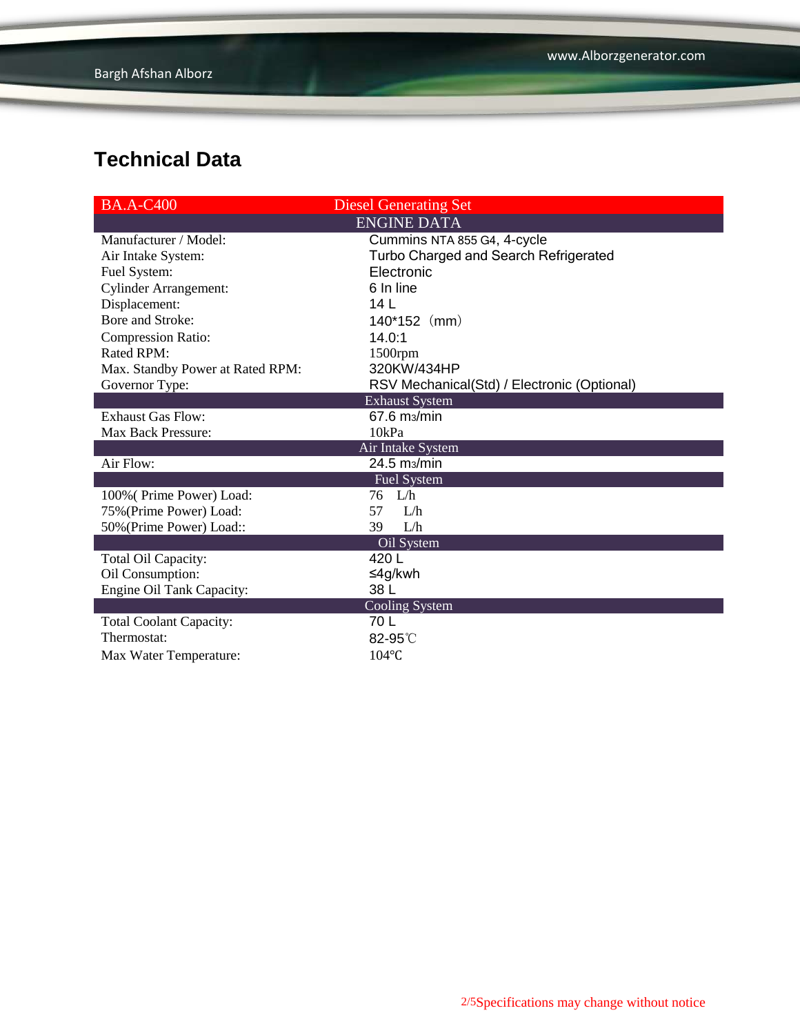# Technical Data

| BA.A-C400 | Diesel Generating Set |
|---|---|
| ENGINE DATA | |
| Manufacturer / Model: | Cummins NTA 855 G4, 4-cycle |
| Air Intake System: | Turbo Charged and Search Refrigerated |
| Fuel System: | Electronic |
| Cylinder Arrangement: | 6 In line |
| Displacement: | 14 L |
| Bore and Stroke: | 140*152（mm） |
| Compression Ratio: | 14.0:1 |
| Rated RPM: | 1500rpm |
| Max. Standby Power at Rated RPM: | 320KW/434HP |
| Governor Type: | RSV Mechanical(Std) / Electronic (Optional) |
| Exhaust System | |
| Exhaust Gas Flow: | 67.6 $m^3$/min |
| Max Back Pressure: | 10kPa |
| Air Intake System | |
| Air Flow: | 24.5 $m^3$/min |
| Fuel System | |
| 100%( Prime Power) Load: | 76 L/h |
| 75%(Prime Power) Load: | 57 L/h |
| 50%(Prime Power) Load:: | 39 L/h |
| Oil System | |
| Total Oil Capacity: | 420 L |
| Oil Consumption: | ≤4g/kwh |
| Engine Oil Tank Capacity: | 38 L |
| Cooling System | |
| Total Coolant Capacity: | 70 L |
| Thermostat: | 82-95℃ |
| Max Water Temperature: | 104℃ |

Specifications may change without notice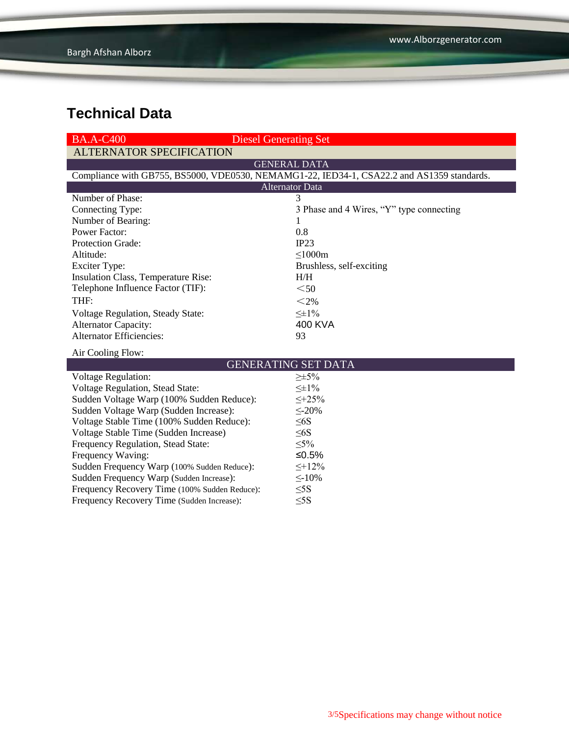# Technical Data

| BA.A-C400 | Diesel Generating Set |
| --- | --- |
| ALTERNATOR SPECIFICATION | |
| GENERAL DATA | |
| Compliance with GB755, BS5000, VDE0530, NEMAMG1-22, IED34-1, CSA22.2 and AS1359 standards. | |
| Alternator Data | |
| Number of Phase: | 3 |
| Connecting Type: | 3 Phase and 4 Wires, “Y” type connecting |
| Number of Bearing: | 1 |
| Power Factor: | 0.8 |
| Protection Grade: | IP23 |
| Altitude: | ≤1000m |
| Exciter Type: | Brushless, self-exciting |
| Insulation Class, Temperature Rise: | H/H |
| Telephone Influence Factor (TIF): | ＜50 |
| THF: | ＜2% |
| Voltage Regulation, Steady State: | ≤±1% |
| Alternator Capacity: | 400 KVA |
| Alternator Efficiencies: | 93 |
| Air Cooling Flow: | |
| GENERATING SET DATA | |
| Voltage Regulation: | ≥±5% |
| Voltage Regulation, Stead State: | ≤±1% |
| Sudden Voltage Warp (100% Sudden Reduce): | ≤+25% |
| Sudden Voltage Warp (Sudden Increase): | ≤-20% |
| Voltage Stable Time (100% Sudden Reduce): | ≤6S |
| Voltage Stable Time (Sudden Increase) | ≤6S |
| Frequency Regulation, Stead State: | ≤5% |
| Frequency Waving: | ≤0.5% |
| Sudden Frequency Warp (100% Sudden Reduce): | ≤+12% |
| Sudden Frequency Warp (Sudden Increase): | ≤-10% |
| Frequency Recovery Time (100% Sudden Reduce): | ≤5S |
| Frequency Recovery Time (Sudden Increase): | ≤5S |

Specifications may change without notice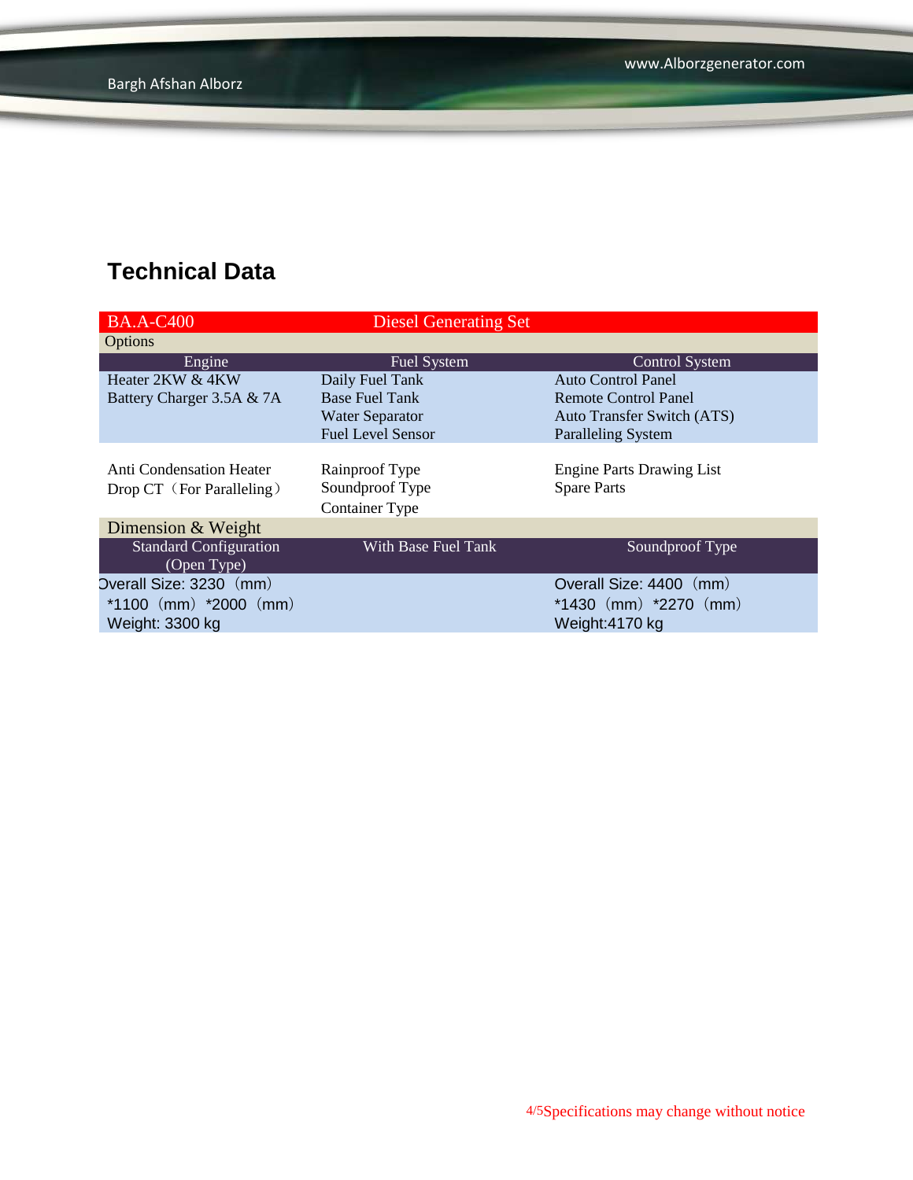## Technical Data

| BA.A-C400 | Diesel Generating Set | |
|---|---|---|
| Options | | |
| Engine | Fuel System | Control System |
| Heater 2KW & 4KW<br>Battery Charger 3.5A & 7A | Daily Fuel Tank<br>Base Fuel Tank<br>Water Separator<br>Fuel Level Sensor | Auto Control Panel<br>Remote Control Panel<br>Auto Transfer Switch (ATS)<br>Paralleling System |
| Anti Condensation Heater<br>Drop CT（For Paralleling） | Rainproof Type<br>Soundproof Type<br>Container Type | Engine Parts Drawing List<br>Spare Parts |
| Dimension & Weight | | |
| Standard Configuration (Open Type) | With Base Fuel Tank | Soundproof Type |
| Overall Size: 3230（mm）*1100（mm）*2000（mm）<br>Weight: 3300 kg | | Overall Size: 4400（mm）*1430（mm）*2270（mm）<br>Weight:4170 kg |

Specifications may change without notice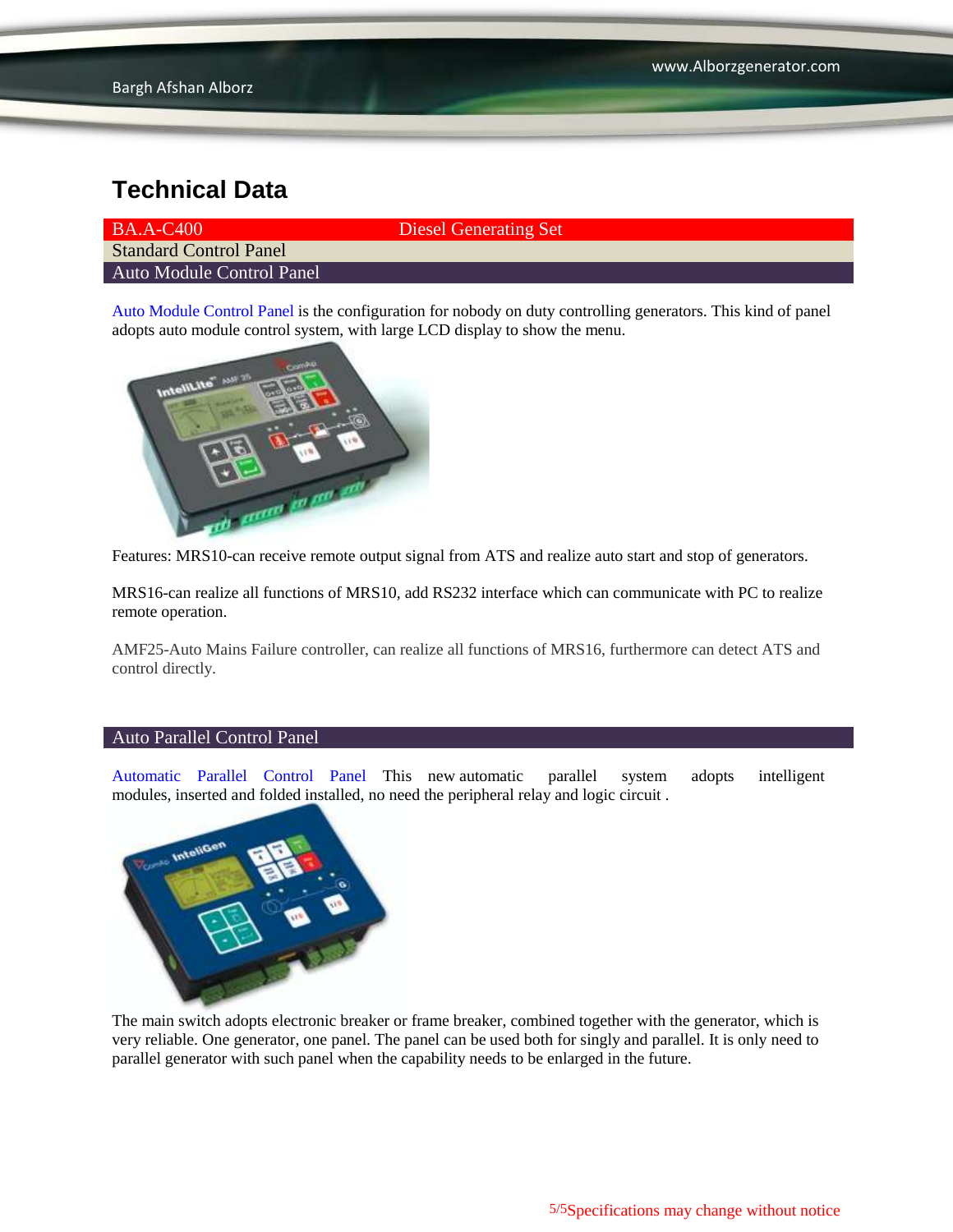# Technical Data

| BA.A-C400 | Diesel Generating Set |
|---|---|
| Standard Control Panel | |
| Auto Module Control Panel | |

Auto Module Control Panel is the configuration for nobody on duty controlling generators. This kind of panel adopts auto module control system, with large LCD display to show the menu.

Features: MRS10-can receive remote output signal from ATS and realize auto start and stop of generators.

MRS16-can realize all functions of MRS10, add RS232 interface which can communicate with PC to realize remote operation.

AMF25-Auto Mains Failure controller, can realize all functions of MRS16, furthermore can detect ATS and control directly.

## Auto Parallel Control Panel

Automatic Parallel Control Panel This new automatic parallel system adopts intelligent modules, inserted and folded installed, no need the peripheral relay and logic circuit .

The main switch adopts electronic breaker or frame breaker, combined together with the generator, which is very reliable. One generator, one panel. The panel can be used both for singly and parallel. It is only need to parallel generator with such panel when the capability needs to be enlarged in the future.

Specifications may change without notice